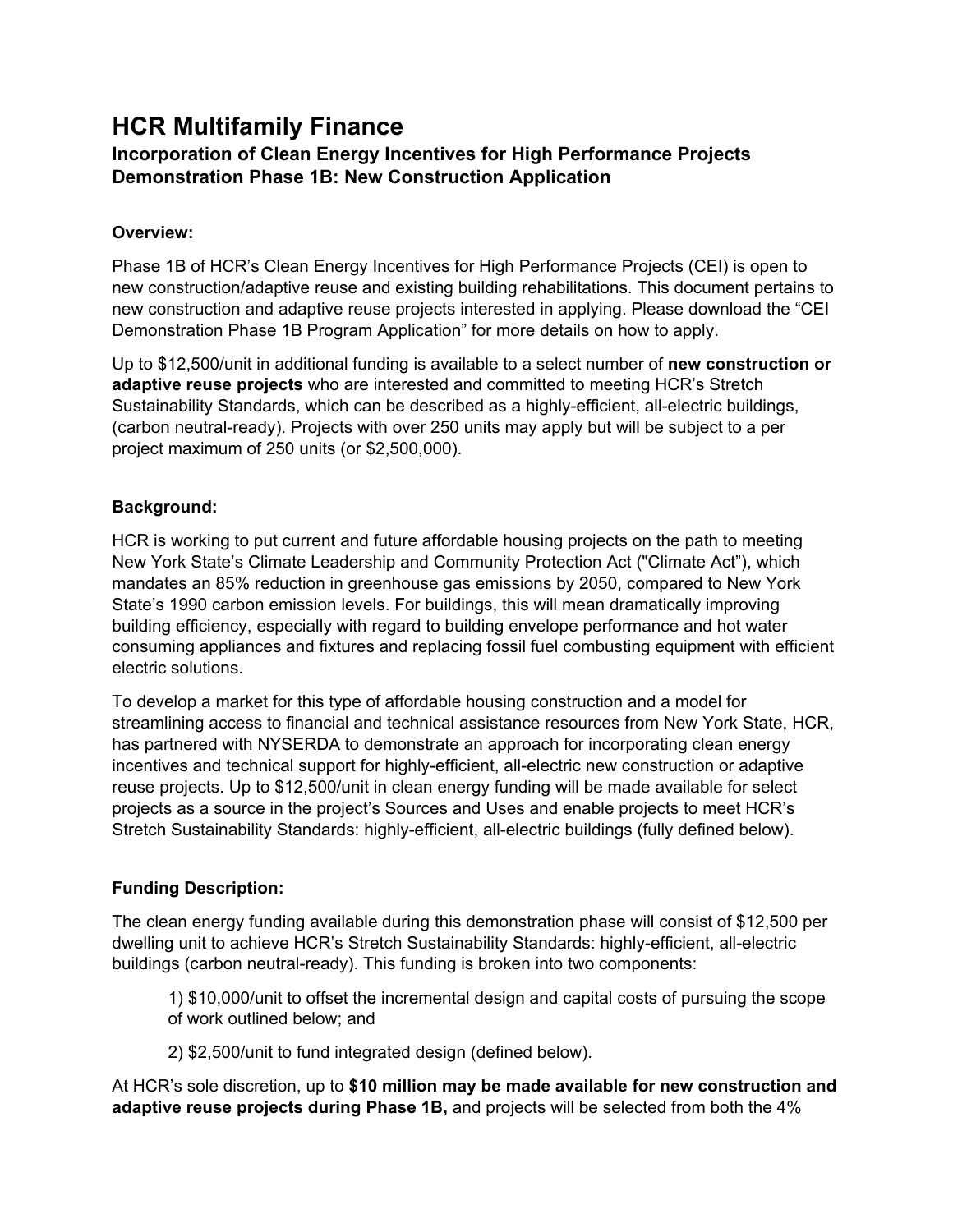# HCR Multifamily Finance

## Incorporation of Clean Energy Incentives for High Performance Projects Demonstration Phase 1B: New Construction Application

**Overview:**

Phase 1B of HCR's Clean Energy Incentives for High Performance Projects (CEI) is open to new construction/adaptive reuse and existing building rehabilitations. This document pertains to new construction and adaptive reuse projects interested in applying. Please download the "CEI Demonstration Phase 1B Program Application" for more details on how to apply.

Up to $12,500/unit in additional funding is available to a select number of **new construction or adaptive reuse projects** who are interested and committed to meeting HCR's Stretch Sustainability Standards, which can be described as a highly-efficient, all-electric buildings, (carbon neutral-ready). Projects with over 250 units may apply but will be subject to a per project maximum of 250 units (or $2,500,000).

**Background:**

HCR is working to put current and future affordable housing projects on the path to meeting New York State's Climate Leadership and Community Protection Act ("Climate Act"), which mandates an 85% reduction in greenhouse gas emissions by 2050, compared to New York State's 1990 carbon emission levels. For buildings, this will mean dramatically improving building efficiency, especially with regard to building envelope performance and hot water consuming appliances and fixtures and replacing fossil fuel combusting equipment with efficient electric solutions.

To develop a market for this type of affordable housing construction and a model for streamlining access to financial and technical assistance resources from New York State, HCR, has partnered with NYSERDA to demonstrate an approach for incorporating clean energy incentives and technical support for highly-efficient, all-electric new construction or adaptive reuse projects. Up to $12,500/unit in clean energy funding will be made available for select projects as a source in the project's Sources and Uses and enable projects to meet HCR's Stretch Sustainability Standards: highly-efficient, all-electric buildings (fully defined below).

**Funding Description:**

The clean energy funding available during this demonstration phase will consist of $12,500 per dwelling unit to achieve HCR's Stretch Sustainability Standards: highly-efficient, all-electric buildings (carbon neutral-ready). This funding is broken into two components:

1) $10,000/unit to offset the incremental design and capital costs of pursuing the scope of work outlined below; and

2) $2,500/unit to fund integrated design (defined below).

At HCR's sole discretion, up to **$10 million may be made available for new construction and adaptive reuse projects during Phase 1B,** and projects will be selected from both the 4%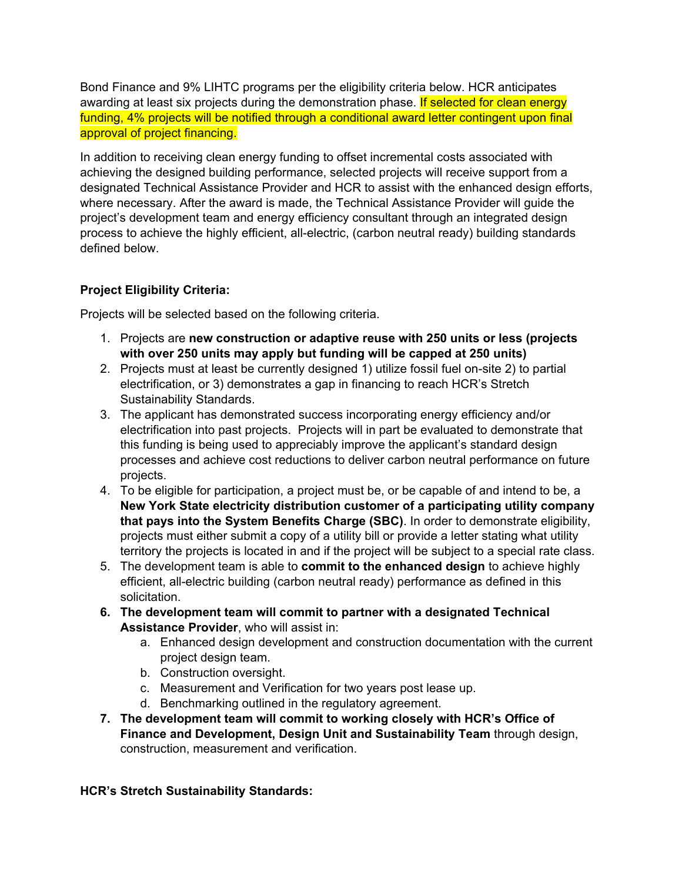Bond Finance and 9% LIHTC programs per the eligibility criteria below. HCR anticipates awarding at least six projects during the demonstration phase. If selected for clean energy funding, 4% projects will be notified through a conditional award letter contingent upon final approval of project financing.

In addition to receiving clean energy funding to offset incremental costs associated with achieving the designed building performance, selected projects will receive support from a designated Technical Assistance Provider and HCR to assist with the enhanced design efforts, where necessary. After the award is made, the Technical Assistance Provider will guide the project's development team and energy efficiency consultant through an integrated design process to achieve the highly efficient, all-electric, (carbon neutral ready) building standards defined below.

**Project Eligibility Criteria:**

Projects will be selected based on the following criteria.

1. Projects are **new construction or adaptive reuse with 250 units or less (projects with over 250 units may apply but funding will be capped at 250 units)**
2. Projects must at least be currently designed 1) utilize fossil fuel on-site 2) to partial electrification, or 3) demonstrates a gap in financing to reach HCR's Stretch Sustainability Standards.
3. The applicant has demonstrated success incorporating energy efficiency and/or electrification into past projects. Projects will in part be evaluated to demonstrate that this funding is being used to appreciably improve the applicant's standard design processes and achieve cost reductions to deliver carbon neutral performance on future projects.
4. To be eligible for participation, a project must be, or be capable of and intend to be, a **New York State electricity distribution customer of a participating utility company that pays into the System Benefits Charge (SBC)**. In order to demonstrate eligibility, projects must either submit a copy of a utility bill or provide a letter stating what utility territory the projects is located in and if the project will be subject to a special rate class.
5. The development team is able to **commit to the enhanced design** to achieve highly efficient, all-electric building (carbon neutral ready) performance as defined in this solicitation.
6. **The development team will commit to partner with a designated Technical Assistance Provider**, who will assist in:
   a. Enhanced design development and construction documentation with the current project design team.
   b. Construction oversight.
   c. Measurement and Verification for two years post lease up.
   d. Benchmarking outlined in the regulatory agreement.
7. **The development team will commit to working closely with HCR's Office of Finance and Development, Design Unit and Sustainability Team** through design, construction, measurement and verification.

**HCR's Stretch Sustainability Standards:**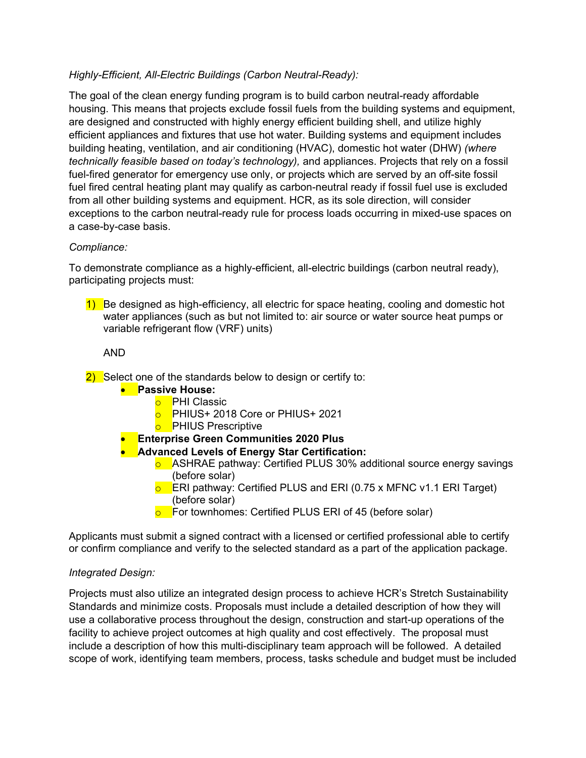*Highly-Efficient, All-Electric Buildings (Carbon Neutral-Ready):*

The goal of the clean energy funding program is to build carbon neutral-ready affordable housing. This means that projects exclude fossil fuels from the building systems and equipment, are designed and constructed with highly energy efficient building shell, and utilize highly efficient appliances and fixtures that use hot water. Building systems and equipment includes building heating, ventilation, and air conditioning (HVAC), domestic hot water (DHW) *(where technically feasible based on today's technology),* and appliances. Projects that rely on a fossil fuel-fired generator for emergency use only, or projects which are served by an off-site fossil fuel fired central heating plant may qualify as carbon-neutral ready if fossil fuel use is excluded from all other building systems and equipment. HCR, as its sole direction, will consider exceptions to the carbon neutral-ready rule for process loads occurring in mixed-use spaces on a case-by-case basis.

*Compliance:*

To demonstrate compliance as a highly-efficient, all-electric buildings (carbon neutral ready), participating projects must:

1) Be designed as high-efficiency, all electric for space heating, cooling and domestic hot water appliances (such as but not limited to: air source or water source heat pumps or variable refrigerant flow (VRF) units)

   AND

2) Select one of the standards below to design or certify to:
   - **Passive House:**
     - PHI Classic
     - PHIUS+ 2018 Core or PHIUS+ 2021
     - PHIUS Prescriptive
   - **Enterprise Green Communities 2020 Plus**
   - **Advanced Levels of Energy Star Certification:**
     - ASHRAE pathway: Certified PLUS 30% additional source energy savings (before solar)
     - ERI pathway: Certified PLUS and ERI (0.75 x MFNC v1.1 ERI Target) (before solar)
     - For townhomes: Certified PLUS ERI of 45 (before solar)

Applicants must submit a signed contract with a licensed or certified professional able to certify or confirm compliance and verify to the selected standard as a part of the application package.

*Integrated Design:*

Projects must also utilize an integrated design process to achieve HCR's Stretch Sustainability Standards and minimize costs. Proposals must include a detailed description of how they will use a collaborative process throughout the design, construction and start-up operations of the facility to achieve project outcomes at high quality and cost effectively. The proposal must include a description of how this multi-disciplinary team approach will be followed. A detailed scope of work, identifying team members, process, tasks schedule and budget must be included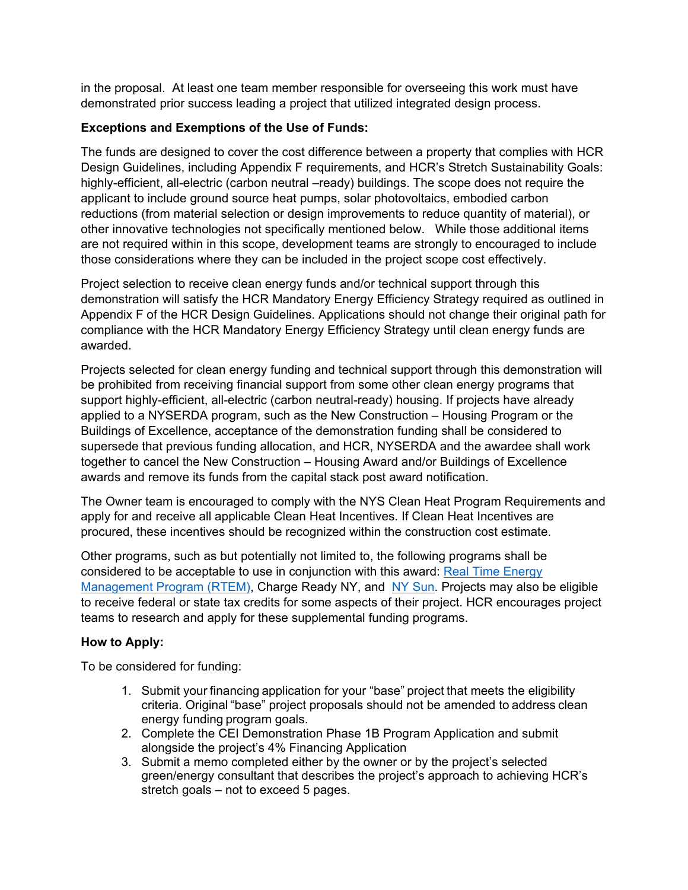in the proposal. At least one team member responsible for overseeing this work must have demonstrated prior success leading a project that utilized integrated design process.

**Exceptions and Exemptions of the Use of Funds:**

The funds are designed to cover the cost difference between a property that complies with HCR Design Guidelines, including Appendix F requirements, and HCR's Stretch Sustainability Goals: highly-efficient, all-electric (carbon neutral –ready) buildings. The scope does not require the applicant to include ground source heat pumps, solar photovoltaics, embodied carbon reductions (from material selection or design improvements to reduce quantity of material), or other innovative technologies not specifically mentioned below. While those additional items are not required within in this scope, development teams are strongly to encouraged to include those considerations where they can be included in the project scope cost effectively.

Project selection to receive clean energy funds and/or technical support through this demonstration will satisfy the HCR Mandatory Energy Efficiency Strategy required as outlined in Appendix F of the HCR Design Guidelines. Applications should not change their original path for compliance with the HCR Mandatory Energy Efficiency Strategy until clean energy funds are awarded.

Projects selected for clean energy funding and technical support through this demonstration will be prohibited from receiving financial support from some other clean energy programs that support highly-efficient, all-electric (carbon neutral-ready) housing. If projects have already applied to a NYSERDA program, such as the New Construction – Housing Program or the Buildings of Excellence, acceptance of the demonstration funding shall be considered to supersede that previous funding allocation, and HCR, NYSERDA and the awardee shall work together to cancel the New Construction – Housing Award and/or Buildings of Excellence awards and remove its funds from the capital stack post award notification.

The Owner team is encouraged to comply with the NYS Clean Heat Program Requirements and apply for and receive all applicable Clean Heat Incentives. If Clean Heat Incentives are procured, these incentives should be recognized within the construction cost estimate.

Other programs, such as but potentially not limited to, the following programs shall be considered to be acceptable to use in conjunction with this award: Real Time Energy Management Program (RTEM), Charge Ready NY, and NY Sun. Projects may also be eligible to receive federal or state tax credits for some aspects of their project. HCR encourages project teams to research and apply for these supplemental funding programs.

**How to Apply:**

To be considered for funding:

1. Submit your financing application for your "base" project that meets the eligibility criteria. Original "base" project proposals should not be amended to address clean energy funding program goals.
2. Complete the CEI Demonstration Phase 1B Program Application and submit alongside the project's 4% Financing Application
3. Submit a memo completed either by the owner or by the project's selected green/energy consultant that describes the project's approach to achieving HCR's stretch goals – not to exceed 5 pages.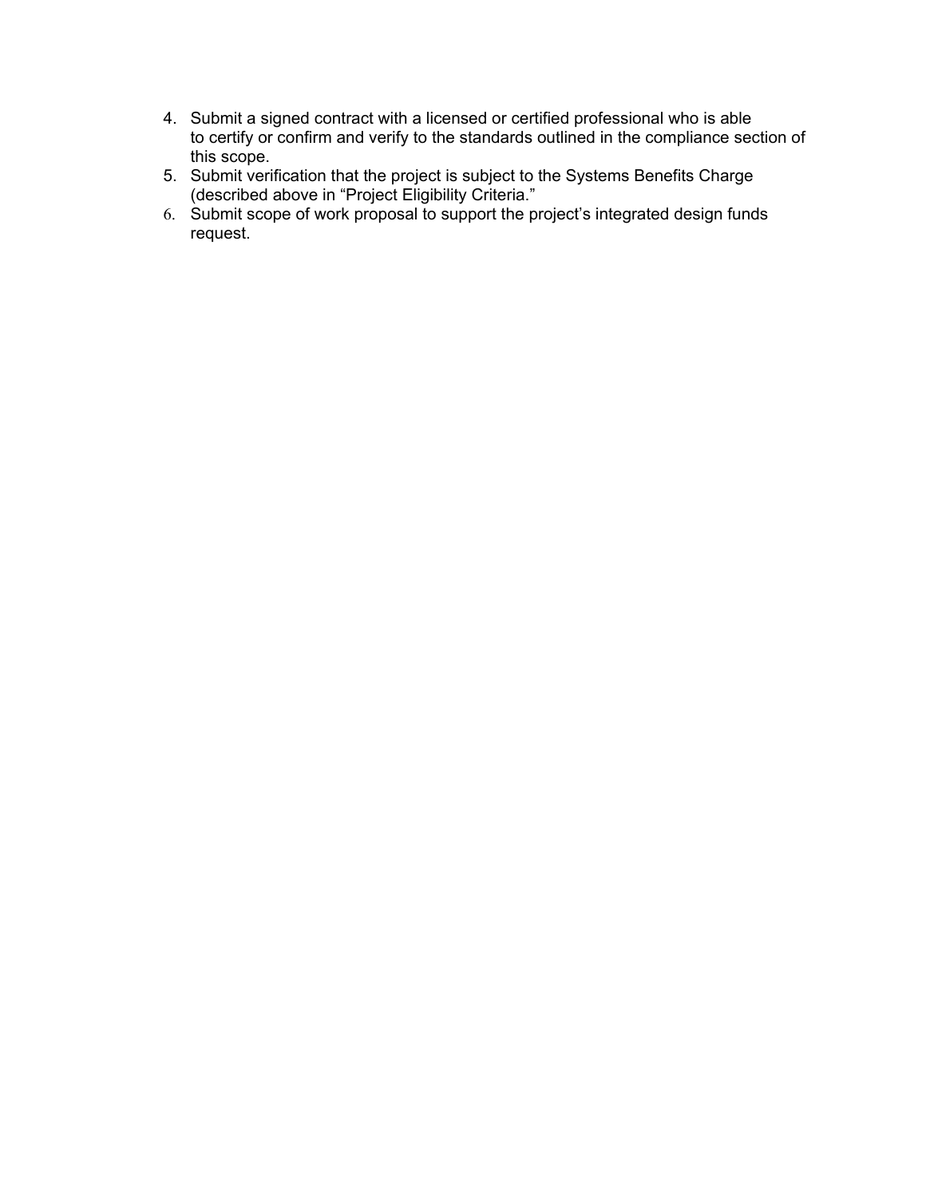4. Submit a signed contract with a licensed or certified professional who is able to certify or confirm and verify to the standards outlined in the compliance section of this scope.
5. Submit verification that the project is subject to the Systems Benefits Charge (described above in "Project Eligibility Criteria."
6. Submit scope of work proposal to support the project's integrated design funds request.